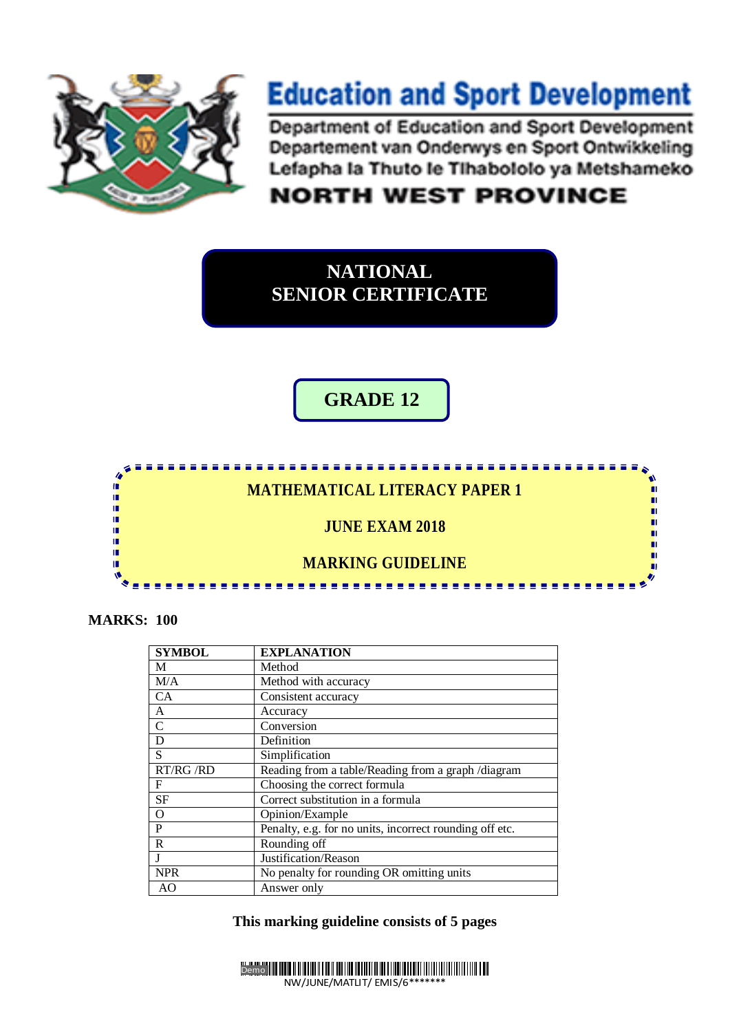# Education and Sport Development

Department of Education and Sport Development
Departement van Onderwys en Sport Ontwikkeling
Lefapha la Thuto le Tlhabololo ya Metshameko

**NORTH WEST PROVINCE**

## NATIONAL SENIOR CERTIFICATE

## GRADE 12

## MATHEMATICAL LITERACY PAPER 1

## JUNE EXAM 2018

## MARKING GUIDELINE

**MARKS: 100**

| SYMBOL | EXPLANATION |
|---|---|
| M | Method |
| M/A | Method with accuracy |
| CA | Consistent accuracy |
| A | Accuracy |
| C | Conversion |
| D | Definition |
| S | Simplification |
| RT/RG /RD | Reading from a table/Reading from a graph /diagram |
| F | Choosing the correct formula |
| SF | Correct substitution in a formula |
| O | Opinion/Example |
| P | Penalty, e.g. for no units, incorrect rounding off etc. |
| R | Rounding off |
| J | Justification/Reason |
| NPR | No penalty for rounding OR omitting units |
| AO | Answer only |

**This marking guideline consists of 5 pages**

NW/JUNE/MATLIT/ EMIS/6*******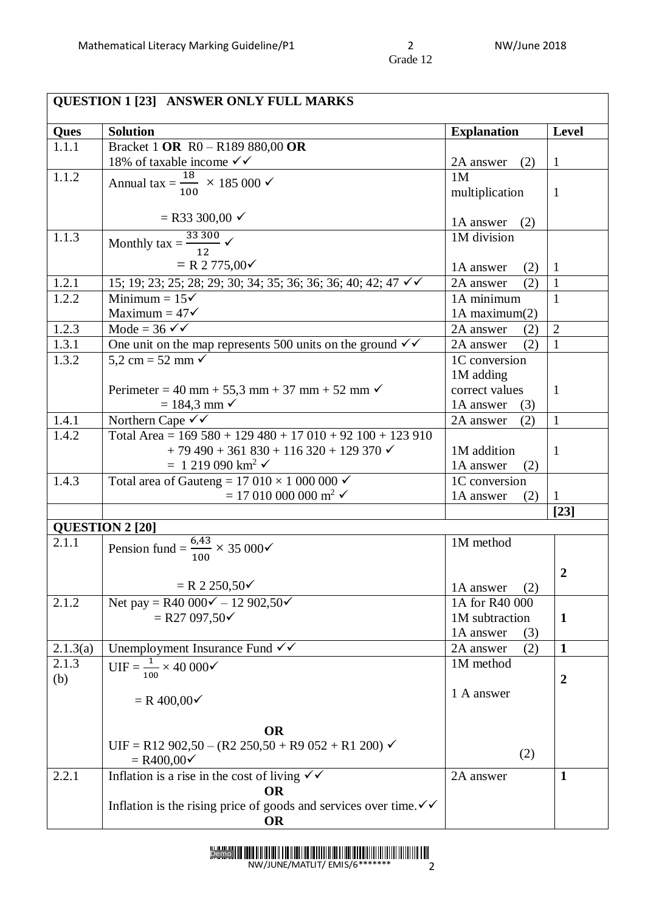| QUESTION 1 [23] ANSWER ONLY FULL MARKS | | | |
|---|---|---|---|
| **Ques** | **Solution** | **Explanation** | **Level** |
| 1.1.1 | Bracket 1 **OR** R0 – R189 880,00 **OR** 18% of taxable income ✓✓ | 2A answer (2) | 1 |
| 1.1.2 | Annual tax = $\frac{18}{100}$ × 185 000 ✓<br><br>= R33 300,00 ✓ | 1M multiplication<br><br>1A answer (2) | 1 |
| 1.1.3 | Monthly tax = $\frac{33\,300}{12}$ ✓<br>= R 2 775,00✓ | 1M division<br><br>1A answer (2) | 1 |
| 1.2.1 | 15; 19; 23; 25; 28; 29; 30; 34; 35; 36; 36; 36; 40; 42; 47 ✓✓ | 2A answer (2) | 1 |
| 1.2.2 | Minimum = 15✓<br>Maximum = 47✓ | 1A minimum<br>1A maximum(2) | 1 |
| 1.2.3 | Mode = 36 ✓✓ | 2A answer (2) | 2 |
| 1.3.1 | One unit on the map represents 500 units on the ground ✓✓ | 2A answer (2) | 1 |
| 1.3.2 | 5,2 cm = 52 mm ✓<br><br>Perimeter = 40 mm + 55,3 mm + 37 mm + 52 mm ✓<br>= 184,3 mm ✓ | 1C conversion<br>1M adding correct values<br>1A answer (3) | 1 |
| 1.4.1 | Northern Cape ✓✓ | 2A answer (2) | 1 |
| 1.4.2 | Total Area = 169 580 + 129 480 + 17 010 + 92 100 + 123 910 + 79 490 + 361 830 + 116 320 + 129 370 ✓<br>= 1 219 090 km$^2$ ✓ | 1M addition<br>1A answer (2) | 1 |
| 1.4.3 | Total area of Gauteng = 17 010 × 1 000 000 ✓<br>= 17 010 000 000 m$^2$ ✓ | 1C conversion<br>1A answer (2) | 1 |
| | | | **[23]** |
| **QUESTION 2 [20]** | | | |
| 2.1.1 | Pension fund = $\frac{6,43}{100}$ × 35 000✓<br><br>= R 2 250,50✓ | 1M method<br><br>1A answer (2) | **2** |
| 2.1.2 | Net pay = R40 000✓ – 12 902,50✓<br>= R27 097,50✓ | 1A for R40 000<br>1M subtraction<br>1A answer (3) | **1** |
| 2.1.3(a) | Unemployment Insurance Fund ✓✓ | 2A answer (2) | **1** |
| 2.1.3 (b) | UIF = $\frac{1}{100}$ × 40 000✓<br>= R 400,00✓<br><br>**OR**<br>UIF = R12 902,50 – (R2 250,50 + R9 052 + R1 200) ✓<br>= R400,00✓ | 1M method<br>1 A answer<br><br>(2) | **2** |
| 2.2.1 | Inflation is a rise in the cost of living ✓✓<br>**OR**<br>Inflation is the rising price of goods and services over time.✓✓<br>**OR** | 2A answer | **1** |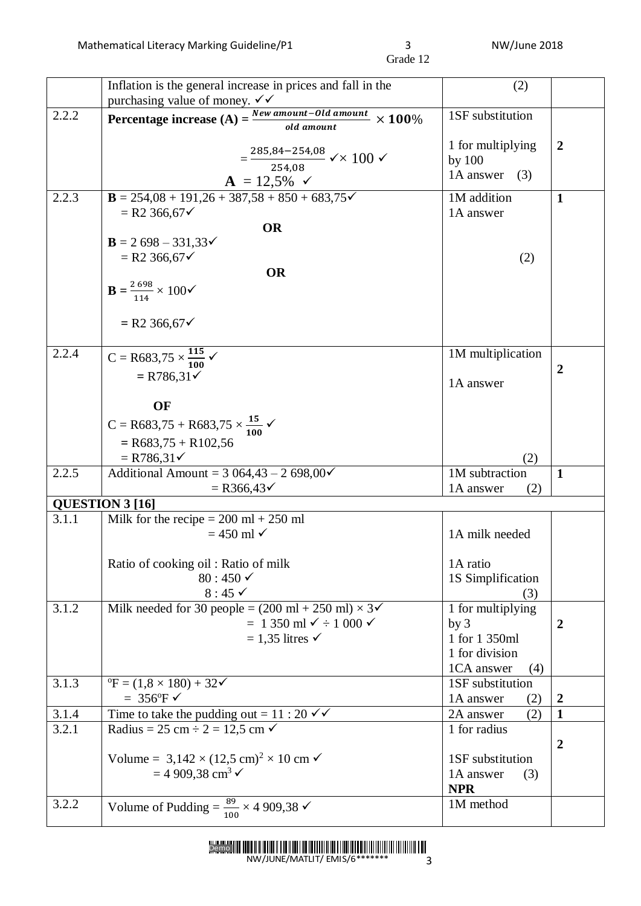| | | | |
|---|---|---|---|
| | Inflation is the general increase in prices and fall in the purchasing value of money. ✓✓ | (2) | |
| 2.2.2 | **Percentage increase (A)** = $\frac{\textbf{New amount} - \textbf{Old amount}}{\textbf{old amount}} \times \mathbf{100}\%$<br><br>$= \frac{285,84 - 254,08}{254,08}$ ✓$\times 100$ ✓<br>**A** = 12,5% ✓ | 1SF substitution<br><br>1 for multiplying by 100<br>1A answer (3) | **2** |
| 2.2.3 | **B** = 254,08 + 191,26 + 387,58 + 850 + 683,75✓<br>= R2 366,67✓<br>**OR**<br>**B** = 2 698 – 331,33✓<br>= R2 366,67✓<br>**OR**<br>**B** = $\frac{2\,698}{114} \times 100$✓<br><br>= R2 366,67✓ | 1M addition<br>1A answer<br><br><br>(2) | **1** |
| 2.2.4 | C = R683,75 × $\frac{\mathbf{115}}{\mathbf{100}}$ ✓<br>= R786,31✓<br><br>**OF**<br>C = R683,75 + R683,75 × $\frac{\mathbf{15}}{\mathbf{100}}$ ✓<br>= R683,75 + R102,56<br>= R786,31✓ | 1M multiplication<br><br>1A answer<br><br><br><br>(2) | **2** |
| 2.2.5 | Additional Amount = 3 064,43 – 2 698,00✓<br>= R366,43✓ | 1M subtraction<br>1A answer (2) | **1** |
| **QUESTION 3 [16]** | | | |
| 3.1.1 | Milk for the recipe = 200 ml + 250 ml<br>= 450 ml ✓<br><br>Ratio of cooking oil : Ratio of milk<br>80 : 450 ✓<br>8 : 45 ✓ | <br>1A milk needed<br><br>1A ratio<br>1S Simplification<br>(3) | |
| 3.1.2 | Milk needed for 30 people = (200 ml + 250 ml) × 3✓<br>= 1 350 ml ✓ ÷ 1 000 ✓<br>= 1,35 litres ✓ | 1 for multiplying by 3<br>1 for 1 350ml<br>1 for division<br>1CA answer (4) | **2** |
| 3.1.3 | °F = (1,8 × 180) + 32✓<br>= 356°F ✓ | 1SF substitution<br>1A answer (2) | **2** |
| 3.1.4 | Time to take the pudding out = 11 : 20 ✓✓ | 2A answer (2) | **1** |
| 3.2.1 | Radius = 25 cm ÷ 2 = 12,5 cm ✓<br><br>Volume = 3,142 × (12,5 cm)$^2$ × 10 cm ✓<br>= 4 909,38 cm$^3$ ✓ | 1 for radius<br><br>1SF substitution<br>1A answer (3)<br>**NPR** | **2** |
| 3.2.2 | Volume of Pudding = $\frac{89}{100}$ × 4 909,38 ✓ | 1M method | |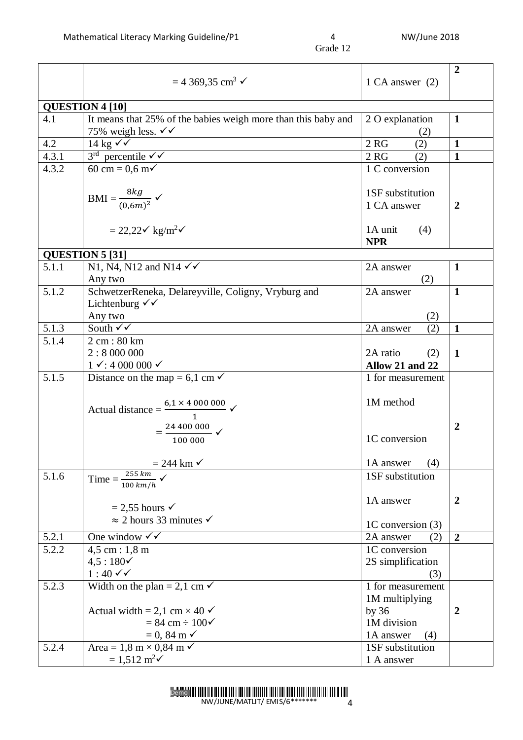| | | | |
|---|---|---|---|
| | $= 4\ 369{,}35\ cm^3$ ✓ | 1 CA answer (2) | **2** |
| **QUESTION 4 [10]** | | | |
| 4.1 | It means that 25% of the babies weigh more than this baby and 75% weigh less. ✓✓ | 2 O explanation (2) | **1** |
| 4.2 | 14 kg ✓✓ | 2 RG (2) | **1** |
| 4.3.1 | 3rd percentile ✓✓ | 2 RG (2) | **1** |
| 4.3.2 | 60 cm = 0,6 m✓<br><br>$\text{BMI} = \frac{8kg}{(0{,}6m)^2}$ ✓<br><br>$= 22{,}22$✓ $kg/m^2$✓ | 1 C conversion<br><br>1SF substitution<br>1 CA answer<br><br>1A unit (4)<br>**NPR** | **2** |
| **QUESTION 5 [31]** | | | |
| 5.1.1 | N1, N4, N12 and N14 ✓✓<br>Any two | 2A answer (2) | **1** |
| 5.1.2 | SchwetzerReneka, Delareyville, Coligny, Vryburg and Lichtenburg ✓✓<br>Any two | 2A answer (2) | **1** |
| 5.1.3 | South ✓✓ | 2A answer (2) | **1** |
| 5.1.4 | 2 cm : 80 km<br>2 : 8 000 000<br>1 ✓: 4 000 000 ✓ | 2A ratio (2)<br>**Allow 21 and 22** | **1** |
| 5.1.5 | Distance on the map = 6,1 cm ✓<br><br>$\text{Actual distance} = \frac{6{,}1 \times 4\ 000\ 000}{1}$ ✓<br>$= \frac{24\ 400\ 000}{100\ 000}$ ✓<br><br>= 244 km ✓ | 1 for measurement<br><br>1M method<br><br>1C conversion<br><br>1A answer (4) | **2** |
| 5.1.6 | $\text{Time} = \frac{255\ km}{100\ km/h}$ ✓<br><br>= 2,55 hours ✓<br>≈ 2 hours 33 minutes ✓ | 1SF substitution<br><br>1A answer<br><br>1C conversion (3) | **2** |
| 5.2.1 | One window ✓✓ | 2A answer (2) | **2** |
| 5.2.2 | 4,5 cm : 1,8 m<br>4,5 : 180✓<br>1 : 40 ✓✓ | 1C conversion<br>2S simplification (3) | |
| 5.2.3 | Width on the plan = 2,1 cm ✓<br><br>Actual width = 2,1 cm × 40 ✓<br>= 84 cm ÷ 100✓<br>= 0, 84 m ✓ | 1 for measurement<br>1M multiplying by 36<br>1M division<br>1A answer (4) | **2** |
| 5.2.4 | Area = 1,8 m × 0,84 m ✓<br>$= 1{,}512\ m^2$✓ | 1SF substitution<br>1 A answer | |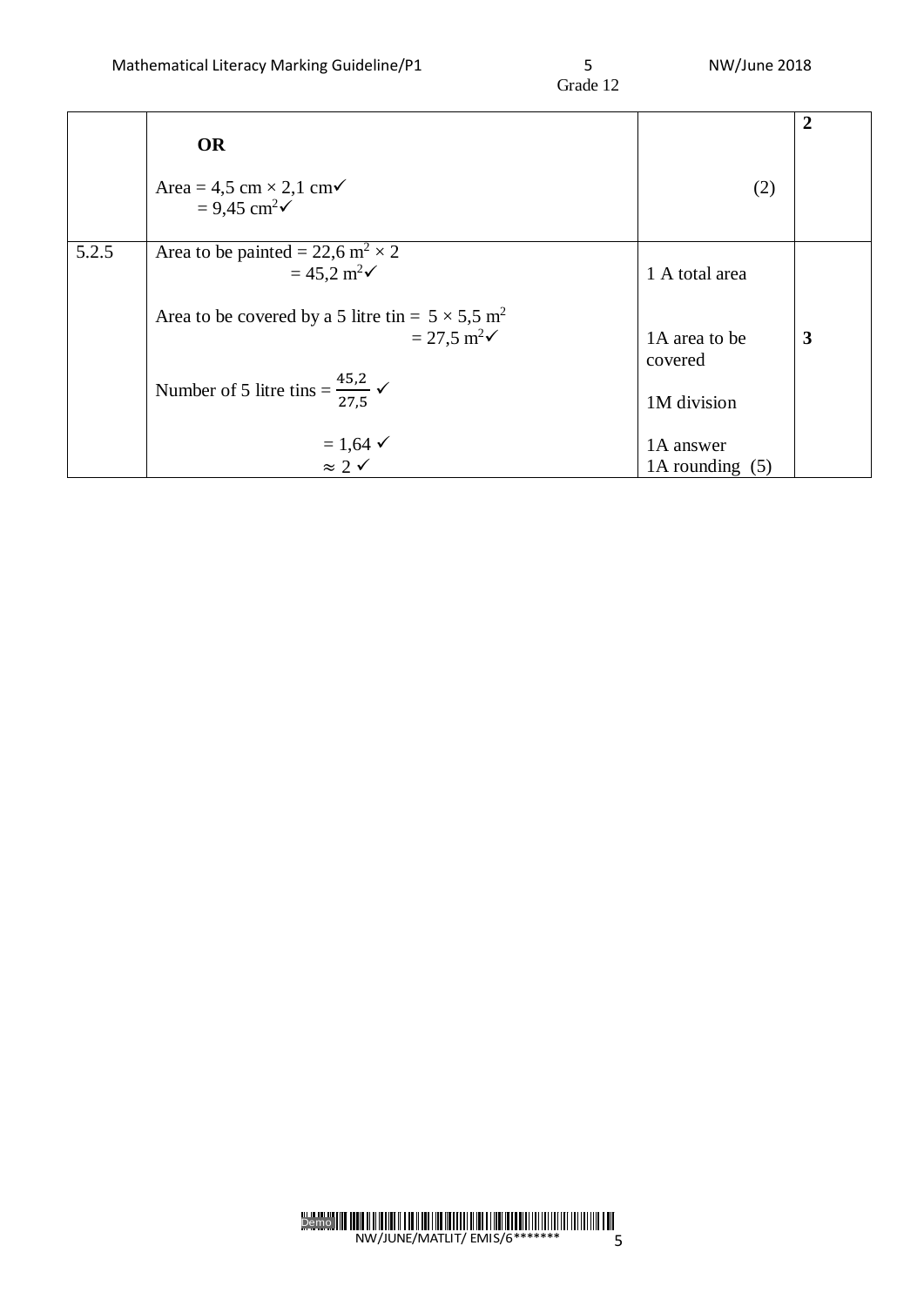| | | | |
|---|---|---|---|
| | **OR**<br><br>Area = 4,5 cm × 2,1 cm✓<br>= 9,45 $cm^2$✓ | (2) | **2** |
| 5.2.5 | Area to be painted = 22,6 $m^2$ × 2<br>= 45,2 $m^2$✓<br><br>Area to be covered by a 5 litre tin = 5 × 5,5 $m^2$<br>= 27,5 $m^2$✓<br><br>Number of 5 litre tins = $\frac{45,2}{27,5}$ ✓<br><br>= 1,64 ✓<br>≈ 2 ✓ | 1 A total area<br><br>1A area to be covered<br><br>1M division<br><br>1A answer<br>1A rounding (5) | **3** |